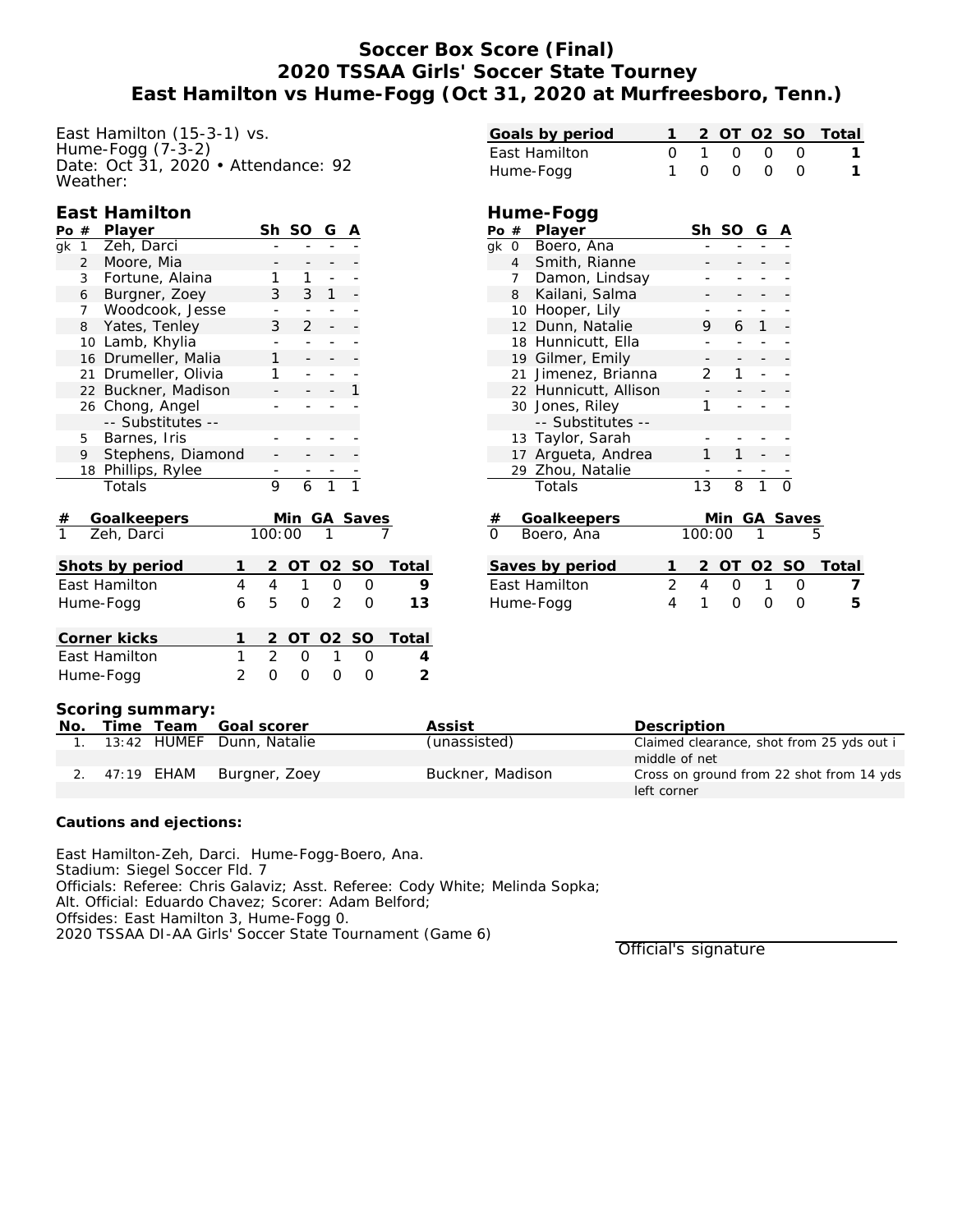# Soccer Box Score (Final)
## 2020 TSSAA Girls' Soccer State Tourney
## East Hamilton vs Hume-Fogg (Oct 31, 2020 at Murfreesboro, Tenn.)

East Hamilton (15-3-1) vs.
Hume-Fogg (7-3-2)
Date: Oct 31, 2020 • Attendance: 92
Weather:

| Goals by period | 1 | 2 | OT | O2 | SO | Total |
|---|---|---|---|---|---|---|
| East Hamilton | 0 | 1 | 0 | 0 | 0 | 1 |
| Hume-Fogg | 1 | 0 | 0 | 0 | 0 | 1 |

### East Hamilton

| Po | # | Player | Sh | SO | G | A |
|---|---|---|---|---|---|---|
| gk | 1 | Zeh, Darci | - | - | - | - |
| | 2 | Moore, Mia | - | - | - | - |
| | 3 | Fortune, Alaina | 1 | 1 | - | - |
| | 6 | Burgner, Zoey | 3 | 3 | 1 | - |
| | 7 | Woodcook, Jesse | - | - | - | - |
| | 8 | Yates, Tenley | 3 | 2 | - | - |
| | 10 | Lamb, Khylia | - | - | - | - |
| | 16 | Drumeller, Malia | 1 | - | - | - |
| | 21 | Drumeller, Olivia | 1 | - | - | - |
| | 22 | Buckner, Madison | - | - | - | 1 |
| | 26 | Chong, Angel | - | - | - | - |
| | | -- Substitutes -- | | | | |
| | 5 | Barnes, Iris | - | - | - | - |
| | 9 | Stephens, Diamond | - | - | - | - |
| | 18 | Phillips, Rylee | - | - | - | - |
| | | Totals | 9 | 6 | 1 | 1 |

| # | Goalkeepers | Min | GA | Saves |
|---|---|---|---|---|
| 1 | Zeh, Darci | 100:00 | 1 | 7 |

### Hume-Fogg

| Po | # | Player | Sh | SO | G | A |
|---|---|---|---|---|---|---|
| gk | 0 | Boero, Ana | - | - | - | - |
| | 4 | Smith, Rianne | - | - | - | - |
| | 7 | Damon, Lindsay | - | - | - | - |
| | 8 | Kailani, Salma | - | - | - | - |
| | 10 | Hooper, Lily | - | - | - | - |
| | 12 | Dunn, Natalie | 9 | 6 | 1 | - |
| | 18 | Hunnicutt, Ella | - | - | - | - |
| | 19 | Gilmer, Emily | - | - | - | - |
| | 21 | Jimenez, Brianna | 2 | 1 | - | - |
| | 22 | Hunnicutt, Allison | - | - | - | - |
| | 30 | Jones, Riley | 1 | - | - | - |
| | | -- Substitutes -- | | | | |
| | 13 | Taylor, Sarah | - | - | - | - |
| | 17 | Argueta, Andrea | 1 | 1 | - | - |
| | 29 | Zhou, Natalie | - | - | - | - |
| | | Totals | 13 | 8 | 1 | 0 |

| # | Goalkeepers | Min | GA | Saves |
|---|---|---|---|---|
| 0 | Boero, Ana | 100:00 | 1 | 5 |

| Shots by period | 1 | 2 | OT | O2 | SO | Total |
|---|---|---|---|---|---|---|
| East Hamilton | 4 | 4 | 1 | 0 | 0 | 9 |
| Hume-Fogg | 6 | 5 | 0 | 2 | 0 | 13 |

| Saves by period | 1 | 2 | OT | O2 | SO | Total |
|---|---|---|---|---|---|---|
| East Hamilton | 2 | 4 | 0 | 1 | 0 | 7 |
| Hume-Fogg | 4 | 1 | 0 | 0 | 0 | 5 |

| Corner kicks | 1 | 2 | OT | O2 | SO | Total |
|---|---|---|---|---|---|---|
| East Hamilton | 1 | 2 | 0 | 1 | 0 | 4 |
| Hume-Fogg | 2 | 0 | 0 | 0 | 0 | 2 |

**Scoring summary:**

| No. | Time | Team | Goal scorer | Assist | Description |
|---|---|---|---|---|---|
| 1. | 13:42 | HUMEF | Dunn, Natalie | (unassisted) | Claimed clearance, shot from 25 yds out i middle of net |
| 2. | 47:19 | EHAM | Burgner, Zoey | Buckner, Madison | Cross on ground from 22 shot from 14 yds left corner |

**Cautions and ejections:**

East Hamilton-Zeh, Darci. Hume-Fogg-Boero, Ana.
Stadium: Siegel Soccer Fld. 7
Officials: Referee: Chris Galaviz; Asst. Referee: Cody White; Melinda Sopka;
Alt. Official: Eduardo Chavez; Scorer: Adam Belford;
Offsides: East Hamilton 3, Hume-Fogg 0.
2020 TSSAA DI-AA Girls' Soccer State Tournament (Game 6)

Official's signature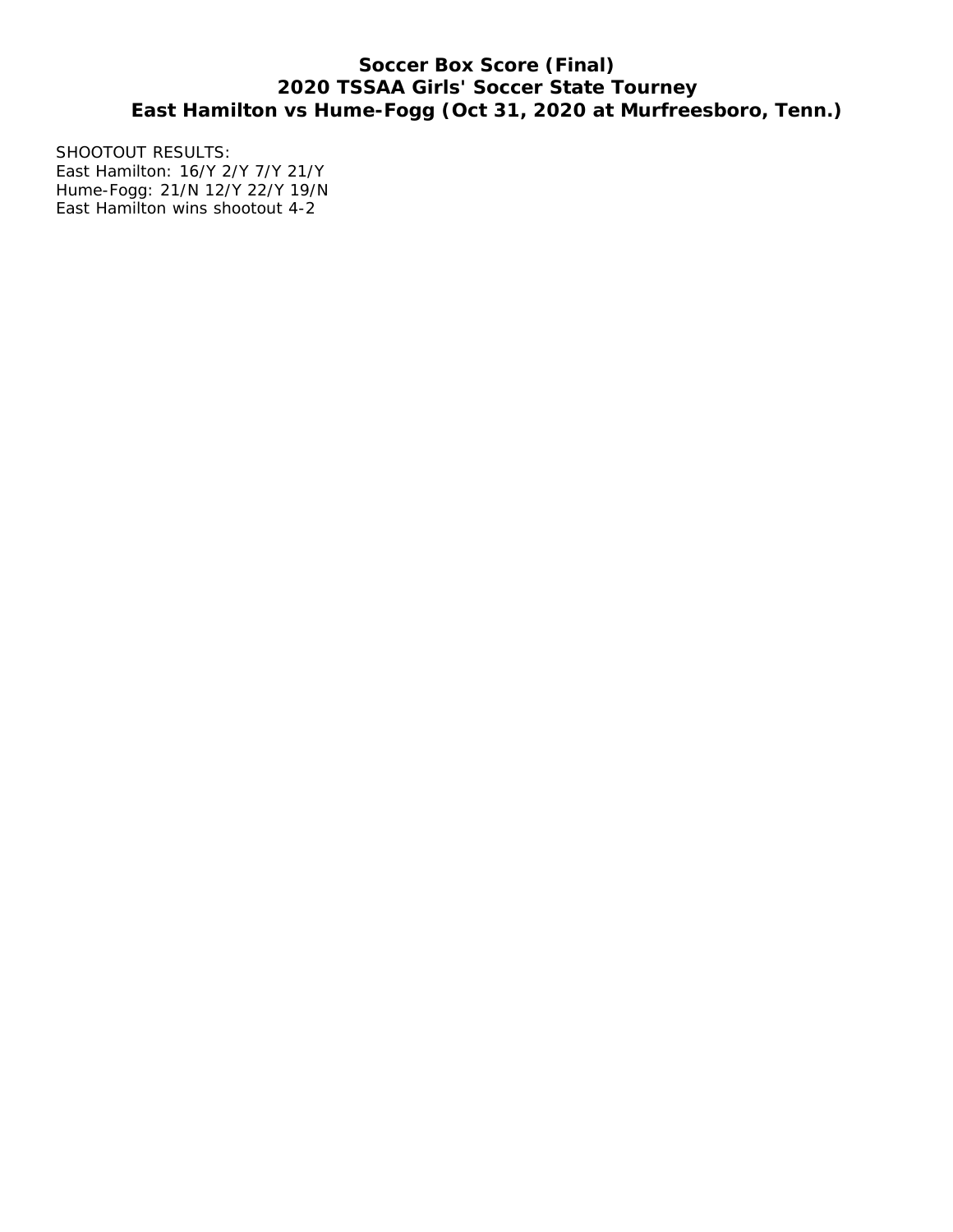**Soccer Box Score (Final)**
**2020 TSSAA Girls' Soccer State Tourney**
**East Hamilton vs Hume-Fogg (Oct 31, 2020 at Murfreesboro, Tenn.)**

SHOOTOUT RESULTS:
East Hamilton: 16/Y 2/Y 7/Y 21/Y
Hume-Fogg: 21/N 12/Y 22/Y 19/N
East Hamilton wins shootout 4-2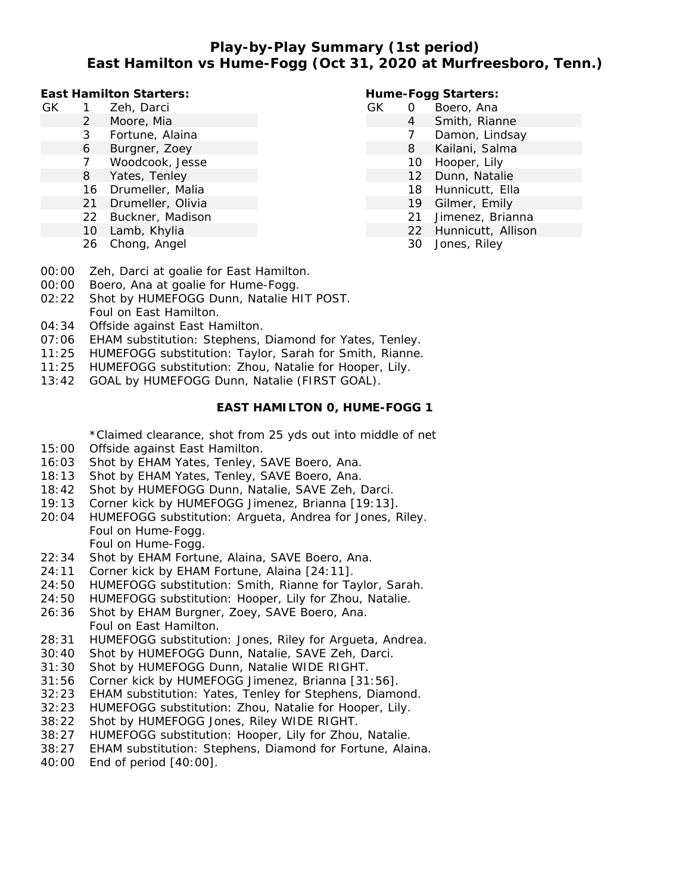# Play-by-Play Summary (1st period)
## East Hamilton vs Hume-Fogg (Oct 31, 2020 at Murfreesboro, Tenn.)

**East Hamilton Starters:**

| | | |
|---|---|---|
| GK | 1 | Zeh, Darci |
| | 2 | Moore, Mia |
| | 3 | Fortune, Alaina |
| | 6 | Burgner, Zoey |
| | 7 | Woodcook, Jesse |
| | 8 | Yates, Tenley |
| | 16 | Drumeller, Malia |
| | 21 | Drumeller, Olivia |
| | 22 | Buckner, Madison |
| | 10 | Lamb, Khylia |
| | 26 | Chong, Angel |

**Hume-Fogg Starters:**

| | | |
|---|---|---|
| GK | 0 | Boero, Ana |
| | 4 | Smith, Rianne |
| | 7 | Damon, Lindsay |
| | 8 | Kailani, Salma |
| | 10 | Hooper, Lily |
| | 12 | Dunn, Natalie |
| | 18 | Hunnicutt, Ella |
| | 19 | Gilmer, Emily |
| | 21 | Jimenez, Brianna |
| | 22 | Hunnicutt, Allison |
| | 30 | Jones, Riley |

00:00 Zeh, Darci at goalie for East Hamilton.
00:00 Boero, Ana at goalie for Hume-Fogg.
02:22 Shot by HUMEFOGG Dunn, Natalie HIT POST.
Foul on East Hamilton.
04:34 Offside against East Hamilton.
07:06 EHAM substitution: Stephens, Diamond for Yates, Tenley.
11:25 HUMEFOGG substitution: Taylor, Sarah for Smith, Rianne.
11:25 HUMEFOGG substitution: Zhou, Natalie for Hooper, Lily.
13:42 GOAL by HUMEFOGG Dunn, Natalie (FIRST GOAL).

**EAST HAMILTON 0, HUME-FOGG 1**

*Claimed clearance, shot from 25 yds out into middle of net
15:00 Offside against East Hamilton.
16:03 Shot by EHAM Yates, Tenley, SAVE Boero, Ana.
18:13 Shot by EHAM Yates, Tenley, SAVE Boero, Ana.
18:42 Shot by HUMEFOGG Dunn, Natalie, SAVE Zeh, Darci.
19:13 Corner kick by HUMEFOGG Jimenez, Brianna [19:13].
20:04 HUMEFOGG substitution: Argueta, Andrea for Jones, Riley.
Foul on Hume-Fogg.
Foul on Hume-Fogg.
22:34 Shot by EHAM Fortune, Alaina, SAVE Boero, Ana.
24:11 Corner kick by EHAM Fortune, Alaina [24:11].
24:50 HUMEFOGG substitution: Smith, Rianne for Taylor, Sarah.
24:50 HUMEFOGG substitution: Hooper, Lily for Zhou, Natalie.
26:36 Shot by EHAM Burgner, Zoey, SAVE Boero, Ana.
Foul on East Hamilton.
28:31 HUMEFOGG substitution: Jones, Riley for Argueta, Andrea.
30:40 Shot by HUMEFOGG Dunn, Natalie, SAVE Zeh, Darci.
31:30 Shot by HUMEFOGG Dunn, Natalie WIDE RIGHT.
31:56 Corner kick by HUMEFOGG Jimenez, Brianna [31:56].
32:23 EHAM substitution: Yates, Tenley for Stephens, Diamond.
32:23 HUMEFOGG substitution: Zhou, Natalie for Hooper, Lily.
38:22 Shot by HUMEFOGG Jones, Riley WIDE RIGHT.
38:27 HUMEFOGG substitution: Hooper, Lily for Zhou, Natalie.
38:27 EHAM substitution: Stephens, Diamond for Fortune, Alaina.
40:00 End of period [40:00].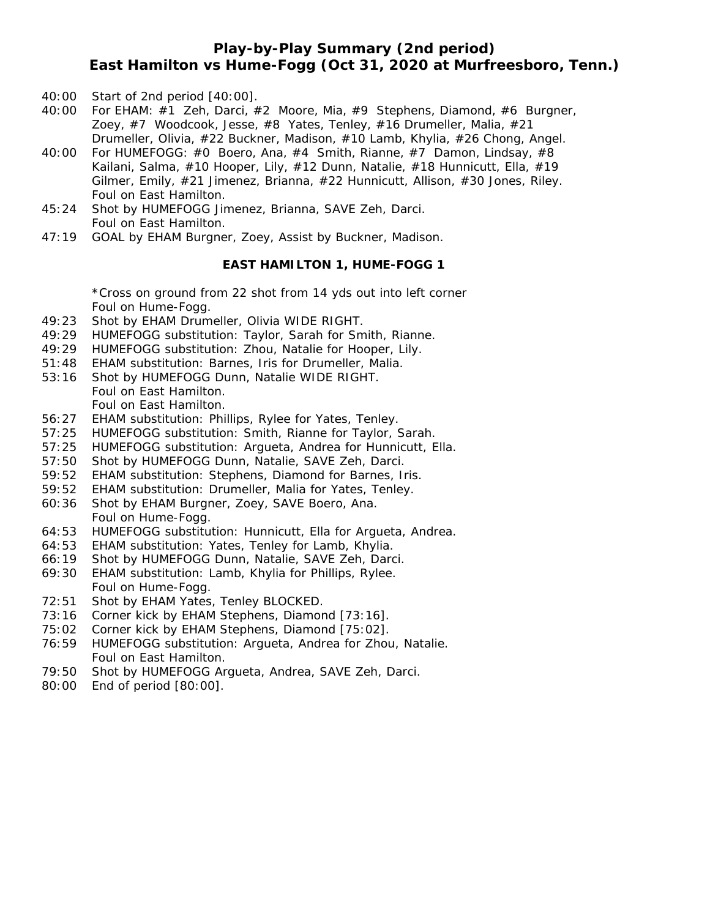# Play-by-Play Summary (2nd period)
## East Hamilton vs Hume-Fogg (Oct 31, 2020 at Murfreesboro, Tenn.)

40:00 Start of 2nd period [40:00].

40:00 For EHAM: #1 Zeh, Darci, #2 Moore, Mia, #9 Stephens, Diamond, #6 Burgner, Zoey, #7 Woodcook, Jesse, #8 Yates, Tenley, #16 Drumeller, Malia, #21 Drumeller, Olivia, #22 Buckner, Madison, #10 Lamb, Khylia, #26 Chong, Angel.

40:00 For HUMEFOGG: #0 Boero, Ana, #4 Smith, Rianne, #7 Damon, Lindsay, #8 Kailani, Salma, #10 Hooper, Lily, #12 Dunn, Natalie, #18 Hunnicutt, Ella, #19 Gilmer, Emily, #21 Jimenez, Brianna, #22 Hunnicutt, Allison, #30 Jones, Riley.
Foul on East Hamilton.

45:24 Shot by HUMEFOGG Jimenez, Brianna, SAVE Zeh, Darci.
Foul on East Hamilton.

47:19 GOAL by EHAM Burgner, Zoey, Assist by Buckner, Madison.

**EAST HAMILTON 1, HUME-FOGG 1**

*Cross on ground from 22 shot from 14 yds out into left corner
Foul on Hume-Fogg.

49:23 Shot by EHAM Drumeller, Olivia WIDE RIGHT.

49:29 HUMEFOGG substitution: Taylor, Sarah for Smith, Rianne.

49:29 HUMEFOGG substitution: Zhou, Natalie for Hooper, Lily.

51:48 EHAM substitution: Barnes, Iris for Drumeller, Malia.

53:16 Shot by HUMEFOGG Dunn, Natalie WIDE RIGHT.
Foul on East Hamilton.
Foul on East Hamilton.

56:27 EHAM substitution: Phillips, Rylee for Yates, Tenley.

57:25 HUMEFOGG substitution: Smith, Rianne for Taylor, Sarah.

57:25 HUMEFOGG substitution: Argueta, Andrea for Hunnicutt, Ella.

57:50 Shot by HUMEFOGG Dunn, Natalie, SAVE Zeh, Darci.

59:52 EHAM substitution: Stephens, Diamond for Barnes, Iris.

59:52 EHAM substitution: Drumeller, Malia for Yates, Tenley.

60:36 Shot by EHAM Burgner, Zoey, SAVE Boero, Ana.
Foul on Hume-Fogg.

64:53 HUMEFOGG substitution: Hunnicutt, Ella for Argueta, Andrea.

64:53 EHAM substitution: Yates, Tenley for Lamb, Khylia.

66:19 Shot by HUMEFOGG Dunn, Natalie, SAVE Zeh, Darci.

69:30 EHAM substitution: Lamb, Khylia for Phillips, Rylee.
Foul on Hume-Fogg.

72:51 Shot by EHAM Yates, Tenley BLOCKED.

73:16 Corner kick by EHAM Stephens, Diamond [73:16].

75:02 Corner kick by EHAM Stephens, Diamond [75:02].

76:59 HUMEFOGG substitution: Argueta, Andrea for Zhou, Natalie.
Foul on East Hamilton.

79:50 Shot by HUMEFOGG Argueta, Andrea, SAVE Zeh, Darci.

80:00 End of period [80:00].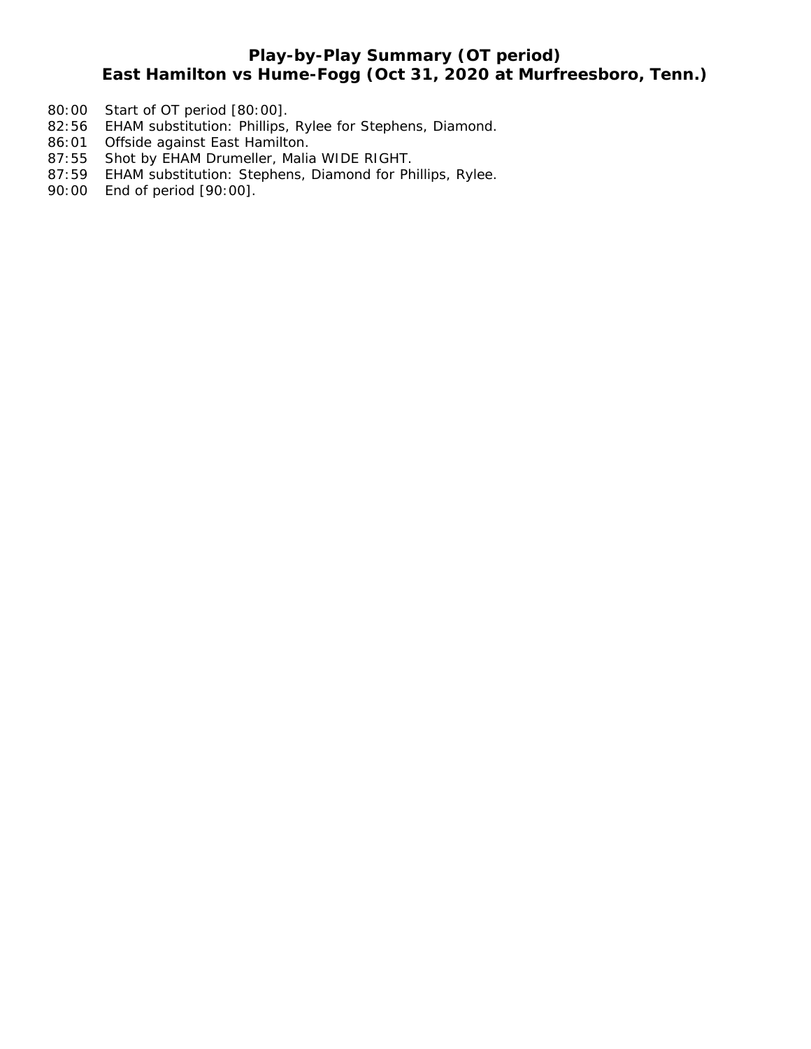# Play-by-Play Summary (OT period)
## East Hamilton vs Hume-Fogg (Oct 31, 2020 at Murfreesboro, Tenn.)

80:00 Start of OT period [80:00].
82:56 EHAM substitution: Phillips, Rylee for Stephens, Diamond.
86:01 Offside against East Hamilton.
87:55 Shot by EHAM Drumeller, Malia WIDE RIGHT.
87:59 EHAM substitution: Stephens, Diamond for Phillips, Rylee.
90:00 End of period [90:00].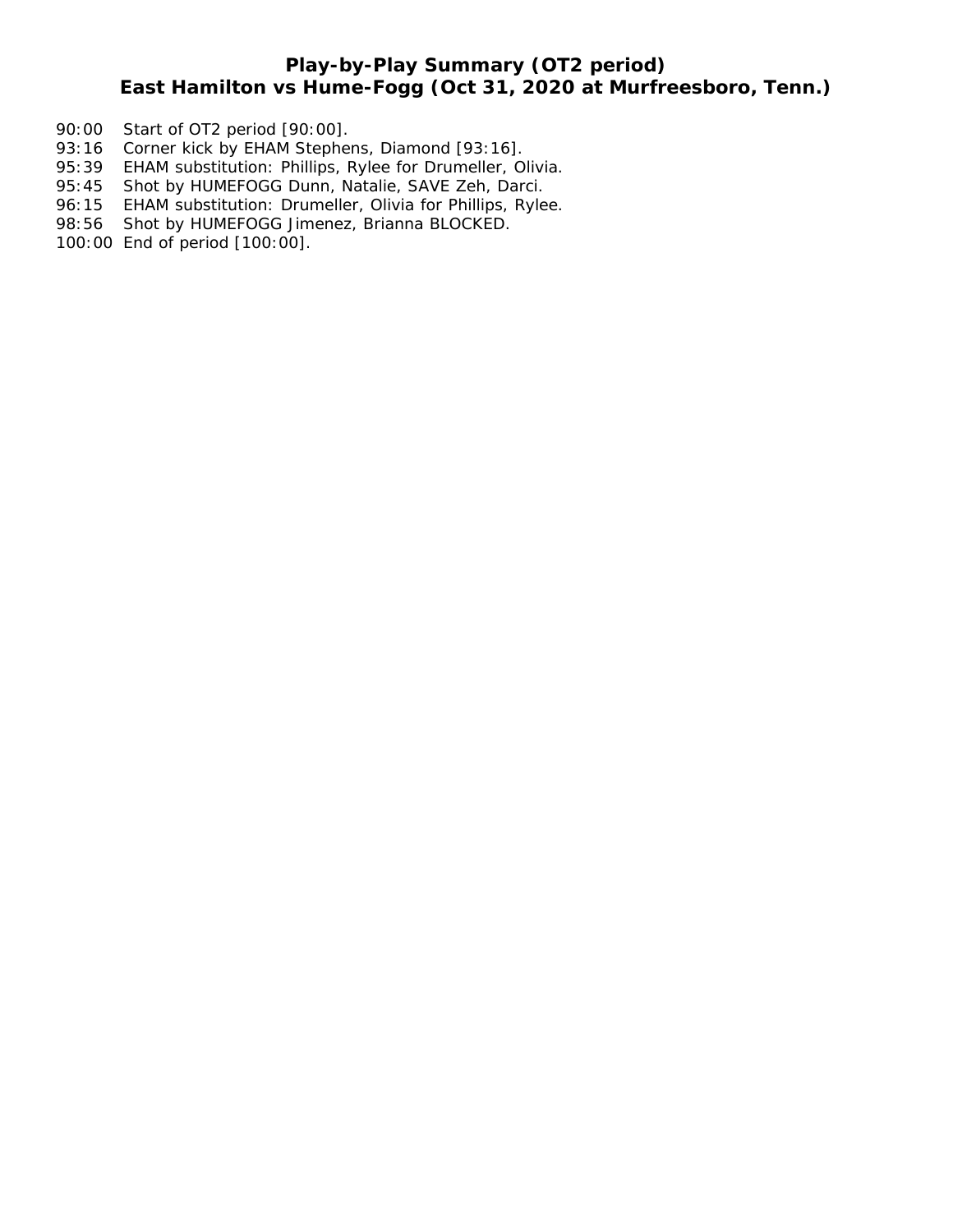# Play-by-Play Summary (OT2 period)
## East Hamilton vs Hume-Fogg (Oct 31, 2020 at Murfreesboro, Tenn.)

90:00 Start of OT2 period [90:00].
93:16 Corner kick by EHAM Stephens, Diamond [93:16].
95:39 EHAM substitution: Phillips, Rylee for Drumeller, Olivia.
95:45 Shot by HUMEFOGG Dunn, Natalie, SAVE Zeh, Darci.
96:15 EHAM substitution: Drumeller, Olivia for Phillips, Rylee.
98:56 Shot by HUMEFOGG Jimenez, Brianna BLOCKED.
100:00 End of period [100:00].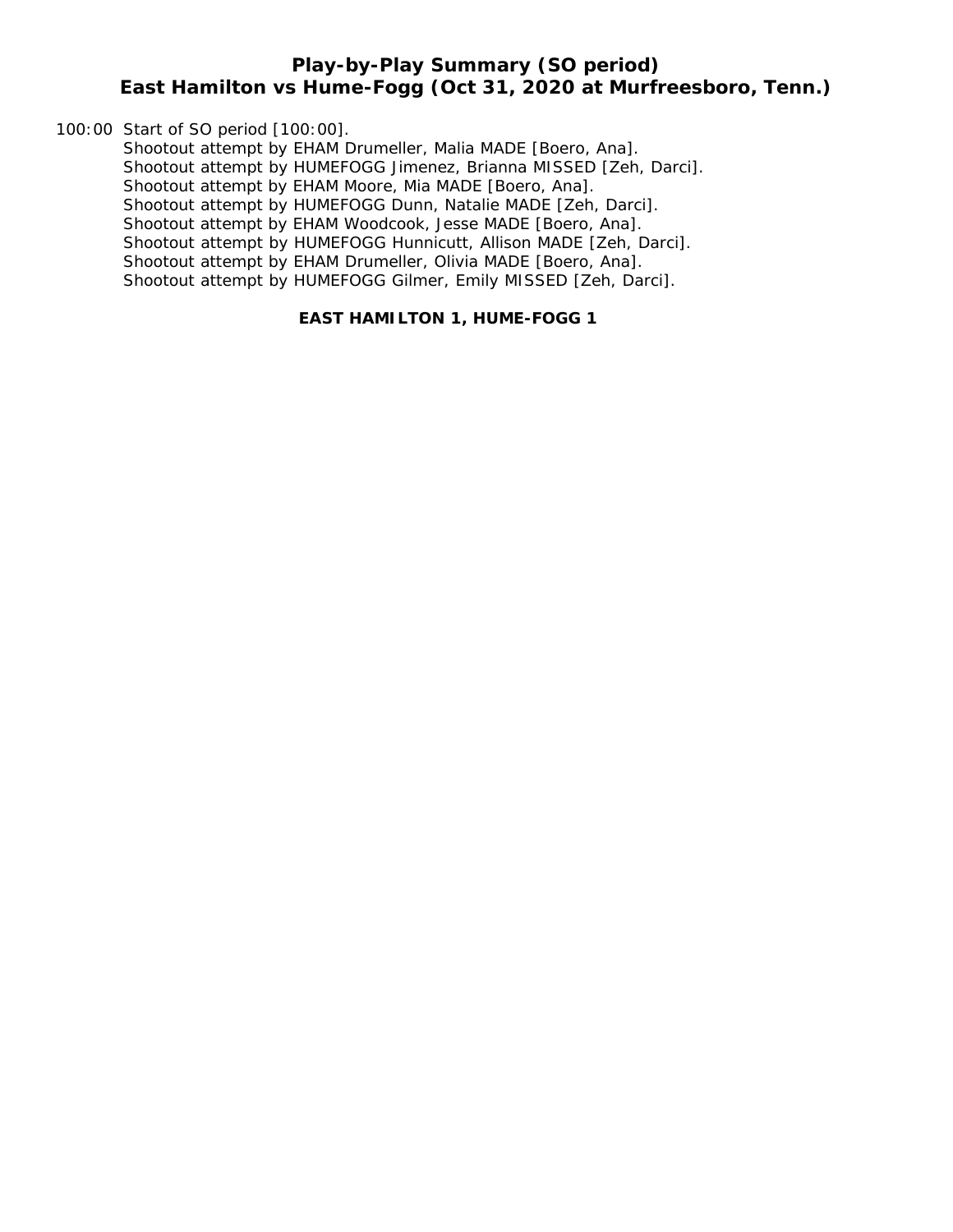## Play-by-Play Summary (SO period)
## East Hamilton vs Hume-Fogg (Oct 31, 2020 at Murfreesboro, Tenn.)

100:00 Start of SO period [100:00].
Shootout attempt by EHAM Drumeller, Malia MADE [Boero, Ana].
Shootout attempt by HUMEFOGG Jimenez, Brianna MISSED [Zeh, Darci].
Shootout attempt by EHAM Moore, Mia MADE [Boero, Ana].
Shootout attempt by HUMEFOGG Dunn, Natalie MADE [Zeh, Darci].
Shootout attempt by EHAM Woodcook, Jesse MADE [Boero, Ana].
Shootout attempt by HUMEFOGG Hunnicutt, Allison MADE [Zeh, Darci].
Shootout attempt by EHAM Drumeller, Olivia MADE [Boero, Ana].
Shootout attempt by HUMEFOGG Gilmer, Emily MISSED [Zeh, Darci].

**EAST HAMILTON 1, HUME-FOGG 1**